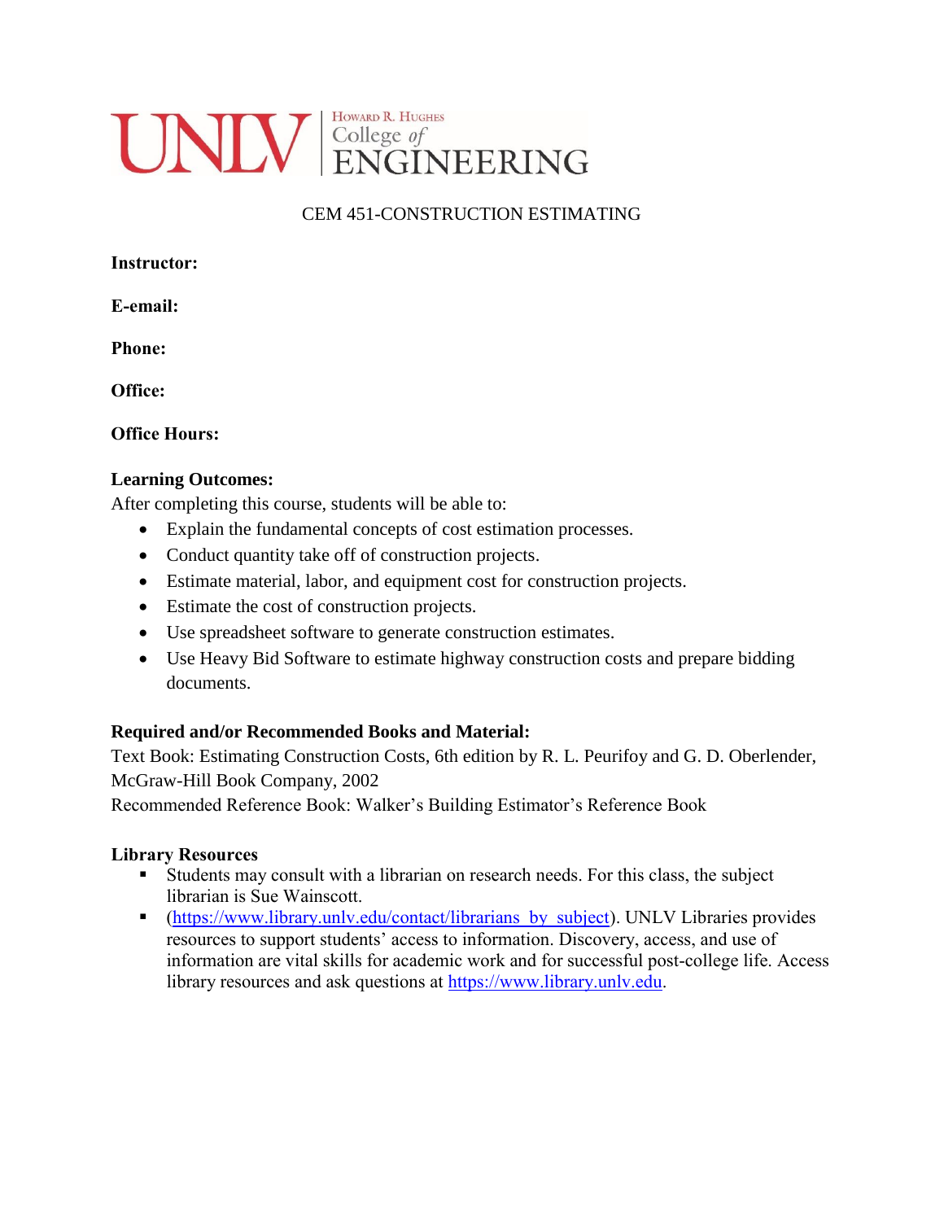UNLV | Howard R. Hughes College of ENGINEERING

# CEM 451-CONSTRUCTION ESTIMATING

**Instructor:**

**E-email:**

**Phone:**

**Office:**

**Office Hours:**

**Learning Outcomes:**
After completing this course, students will be able to:

- Explain the fundamental concepts of cost estimation processes.
- Conduct quantity take off of construction projects.
- Estimate material, labor, and equipment cost for construction projects.
- Estimate the cost of construction projects.
- Use spreadsheet software to generate construction estimates.
- Use Heavy Bid Software to estimate highway construction costs and prepare bidding documents.

**Required and/or Recommended Books and Material:**
Text Book: Estimating Construction Costs, 6th edition by R. L. Peurifoy and G. D. Oberlender, McGraw-Hill Book Company, 2002
Recommended Reference Book: Walker's Building Estimator's Reference Book

**Library Resources**

- Students may consult with a librarian on research needs. For this class, the subject librarian is Sue Wainscott.
- (https://www.library.unlv.edu/contact/librarians_by_subject). UNLV Libraries provides resources to support students' access to information. Discovery, access, and use of information are vital skills for academic work and for successful post-college life. Access library resources and ask questions at https://www.library.unlv.edu.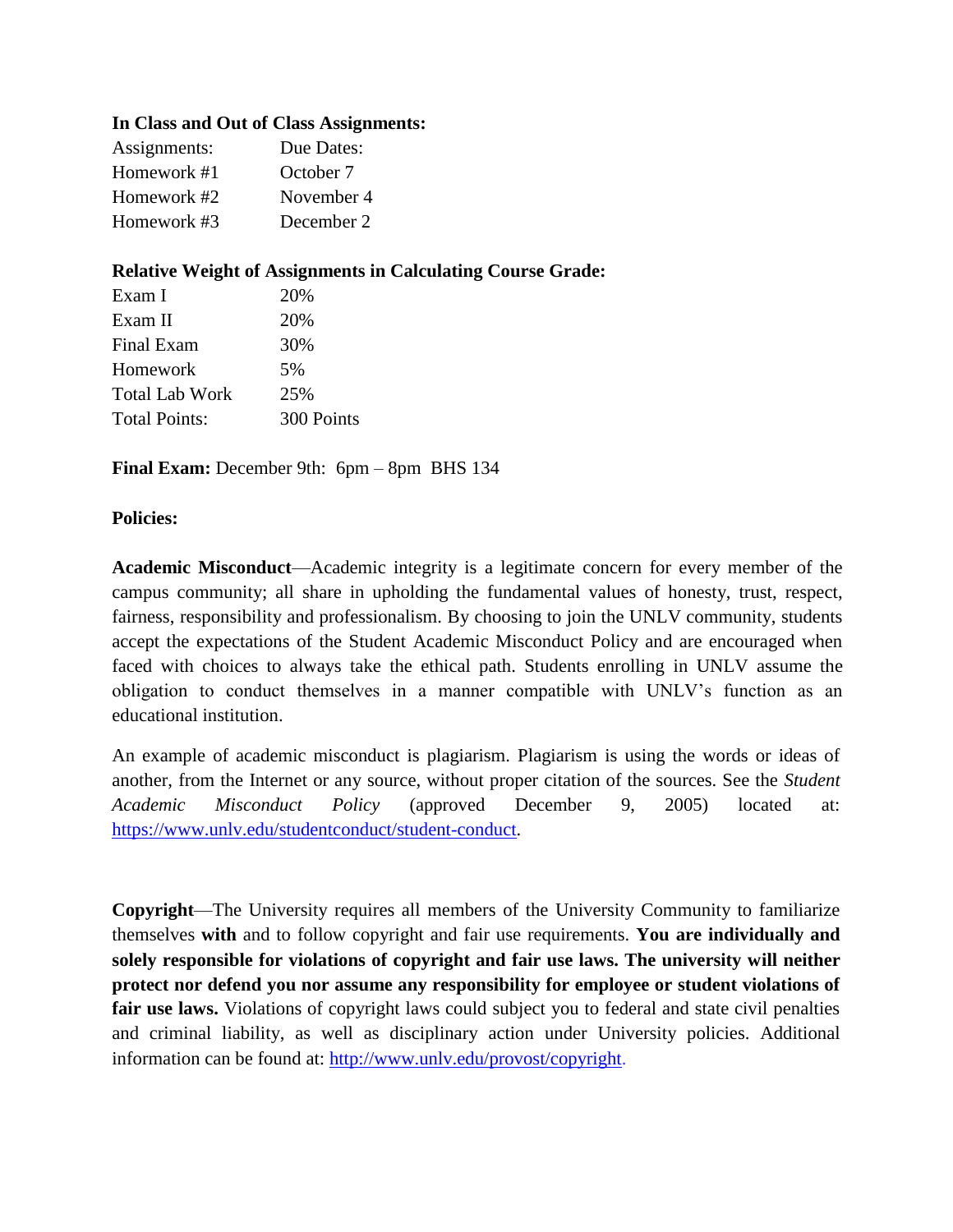**In Class and Out of Class Assignments:**

| Assignments: | Due Dates: |
|---|---|
| Homework #1 | October 7 |
| Homework #2 | November 4 |
| Homework #3 | December 2 |

**Relative Weight of Assignments in Calculating Course Grade:**

| | |
|---|---|
| Exam I | 20% |
| Exam II | 20% |
| Final Exam | 30% |
| Homework | 5% |
| Total Lab Work | 25% |
| Total Points: | 300 Points |

**Final Exam:** December 9th: 6pm – 8pm BHS 134

**Policies:**

**Academic Misconduct**—Academic integrity is a legitimate concern for every member of the campus community; all share in upholding the fundamental values of honesty, trust, respect, fairness, responsibility and professionalism. By choosing to join the UNLV community, students accept the expectations of the Student Academic Misconduct Policy and are encouraged when faced with choices to always take the ethical path. Students enrolling in UNLV assume the obligation to conduct themselves in a manner compatible with UNLV's function as an educational institution.

An example of academic misconduct is plagiarism. Plagiarism is using the words or ideas of another, from the Internet or any source, without proper citation of the sources. See the *Student Academic Misconduct Policy* (approved December 9, 2005) located at: https://www.unlv.edu/studentconduct/student-conduct.

**Copyright**—The University requires all members of the University Community to familiarize themselves **with** and to follow copyright and fair use requirements. **You are individually and solely responsible for violations of copyright and fair use laws. The university will neither protect nor defend you nor assume any responsibility for employee or student violations of fair use laws.** Violations of copyright laws could subject you to federal and state civil penalties and criminal liability, as well as disciplinary action under University policies. Additional information can be found at: http://www.unlv.edu/provost/copyright.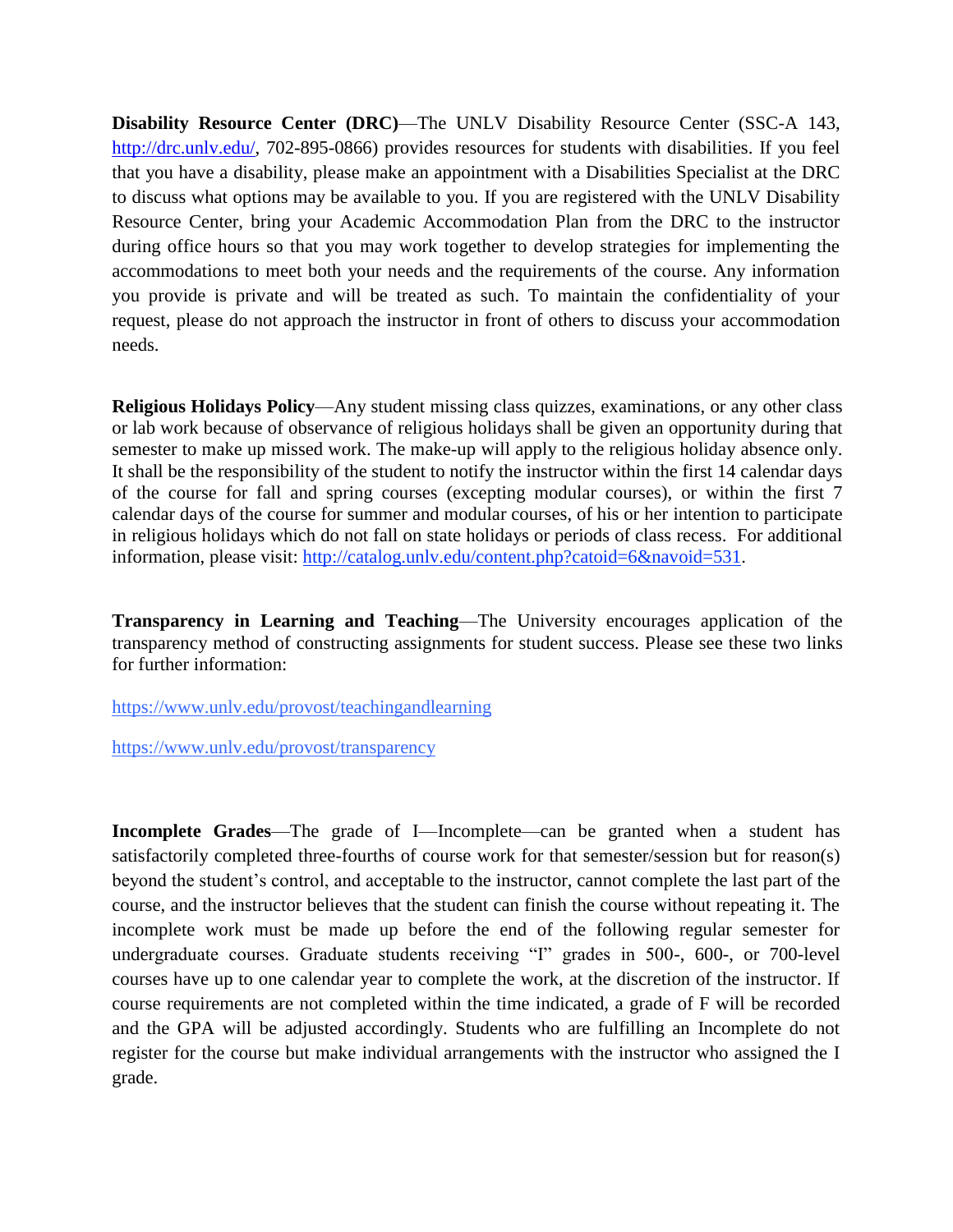**Disability Resource Center (DRC)**—The UNLV Disability Resource Center (SSC-A 143, http://drc.unlv.edu/, 702-895-0866) provides resources for students with disabilities. If you feel that you have a disability, please make an appointment with a Disabilities Specialist at the DRC to discuss what options may be available to you. If you are registered with the UNLV Disability Resource Center, bring your Academic Accommodation Plan from the DRC to the instructor during office hours so that you may work together to develop strategies for implementing the accommodations to meet both your needs and the requirements of the course. Any information you provide is private and will be treated as such. To maintain the confidentiality of your request, please do not approach the instructor in front of others to discuss your accommodation needs.

**Religious Holidays Policy**—Any student missing class quizzes, examinations, or any other class or lab work because of observance of religious holidays shall be given an opportunity during that semester to make up missed work. The make-up will apply to the religious holiday absence only. It shall be the responsibility of the student to notify the instructor within the first 14 calendar days of the course for fall and spring courses (excepting modular courses), or within the first 7 calendar days of the course for summer and modular courses, of his or her intention to participate in religious holidays which do not fall on state holidays or periods of class recess. For additional information, please visit: http://catalog.unlv.edu/content.php?catoid=6&navoid=531.

**Transparency in Learning and Teaching**—The University encourages application of the transparency method of constructing assignments for student success. Please see these two links for further information:

https://www.unlv.edu/provost/teachingandlearning

https://www.unlv.edu/provost/transparency

**Incomplete Grades**—The grade of I—Incomplete—can be granted when a student has satisfactorily completed three-fourths of course work for that semester/session but for reason(s) beyond the student's control, and acceptable to the instructor, cannot complete the last part of the course, and the instructor believes that the student can finish the course without repeating it. The incomplete work must be made up before the end of the following regular semester for undergraduate courses. Graduate students receiving "I" grades in 500-, 600-, or 700-level courses have up to one calendar year to complete the work, at the discretion of the instructor. If course requirements are not completed within the time indicated, a grade of F will be recorded and the GPA will be adjusted accordingly. Students who are fulfilling an Incomplete do not register for the course but make individual arrangements with the instructor who assigned the I grade.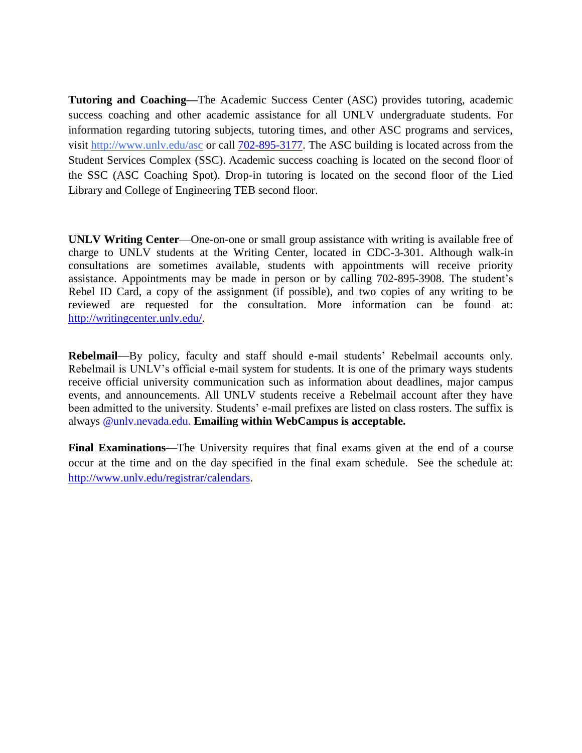**Tutoring and Coaching—**The Academic Success Center (ASC) provides tutoring, academic success coaching and other academic assistance for all UNLV undergraduate students. For information regarding tutoring subjects, tutoring times, and other ASC programs and services, visit http://www.unlv.edu/asc or call 702-895-3177. The ASC building is located across from the Student Services Complex (SSC). Academic success coaching is located on the second floor of the SSC (ASC Coaching Spot). Drop-in tutoring is located on the second floor of the Lied Library and College of Engineering TEB second floor.

**UNLV Writing Center**—One-on-one or small group assistance with writing is available free of charge to UNLV students at the Writing Center, located in CDC-3-301. Although walk-in consultations are sometimes available, students with appointments will receive priority assistance. Appointments may be made in person or by calling 702-895-3908. The student's Rebel ID Card, a copy of the assignment (if possible), and two copies of any writing to be reviewed are requested for the consultation. More information can be found at: http://writingcenter.unlv.edu/.

**Rebelmail**—By policy, faculty and staff should e-mail students' Rebelmail accounts only. Rebelmail is UNLV's official e-mail system for students. It is one of the primary ways students receive official university communication such as information about deadlines, major campus events, and announcements. All UNLV students receive a Rebelmail account after they have been admitted to the university. Students' e-mail prefixes are listed on class rosters. The suffix is always @unlv.nevada.edu. **Emailing within WebCampus is acceptable.**

**Final Examinations**—The University requires that final exams given at the end of a course occur at the time and on the day specified in the final exam schedule. See the schedule at: http://www.unlv.edu/registrar/calendars.